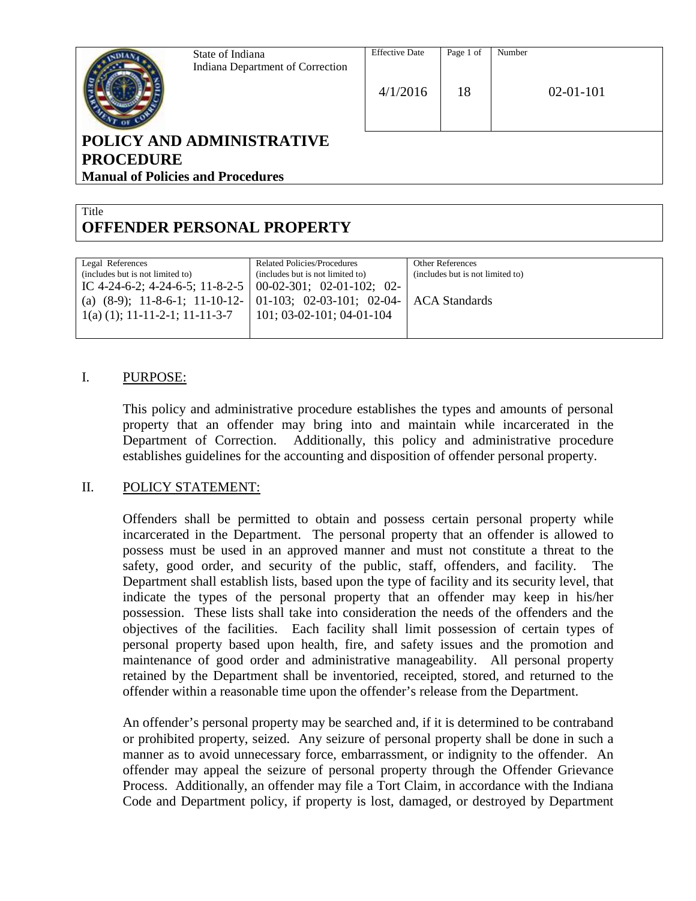| State of Indiana<br>Indiana Department of Correction | Effective Date | Page 1 of | Number |
|---|---|---|---|
| | 4/1/2016 | 18 | 02-01-101 |

# POLICY AND ADMINISTRATIVE PROCEDURE

**Manual of Policies and Procedures**

Title

## OFFENDER PERSONAL PROPERTY

| Legal References (includes but is not limited to) | Related Policies/Procedures (includes but is not limited to) | Other References (includes but is not limited to) |
|---|---|---|
| IC 4-24-6-2; 4-24-6-5; 11-8-2-5 (a) (8-9); 11-8-6-1; 11-10-12-1(a) (1); 11-11-2-1; 11-11-3-7 | 00-02-301; 02-01-102; 02-01-103; 02-03-101; 02-04-101; 03-02-101; 04-01-104 | ACA Standards |

## I. PURPOSE:

This policy and administrative procedure establishes the types and amounts of personal property that an offender may bring into and maintain while incarcerated in the Department of Correction. Additionally, this policy and administrative procedure establishes guidelines for the accounting and disposition of offender personal property.

## II. POLICY STATEMENT:

Offenders shall be permitted to obtain and possess certain personal property while incarcerated in the Department. The personal property that an offender is allowed to possess must be used in an approved manner and must not constitute a threat to the safety, good order, and security of the public, staff, offenders, and facility. The Department shall establish lists, based upon the type of facility and its security level, that indicate the types of the personal property that an offender may keep in his/her possession. These lists shall take into consideration the needs of the offenders and the objectives of the facilities. Each facility shall limit possession of certain types of personal property based upon health, fire, and safety issues and the promotion and maintenance of good order and administrative manageability. All personal property retained by the Department shall be inventoried, receipted, stored, and returned to the offender within a reasonable time upon the offender's release from the Department.

An offender's personal property may be searched and, if it is determined to be contraband or prohibited property, seized. Any seizure of personal property shall be done in such a manner as to avoid unnecessary force, embarrassment, or indignity to the offender. An offender may appeal the seizure of personal property through the Offender Grievance Process. Additionally, an offender may file a Tort Claim, in accordance with the Indiana Code and Department policy, if property is lost, damaged, or destroyed by Department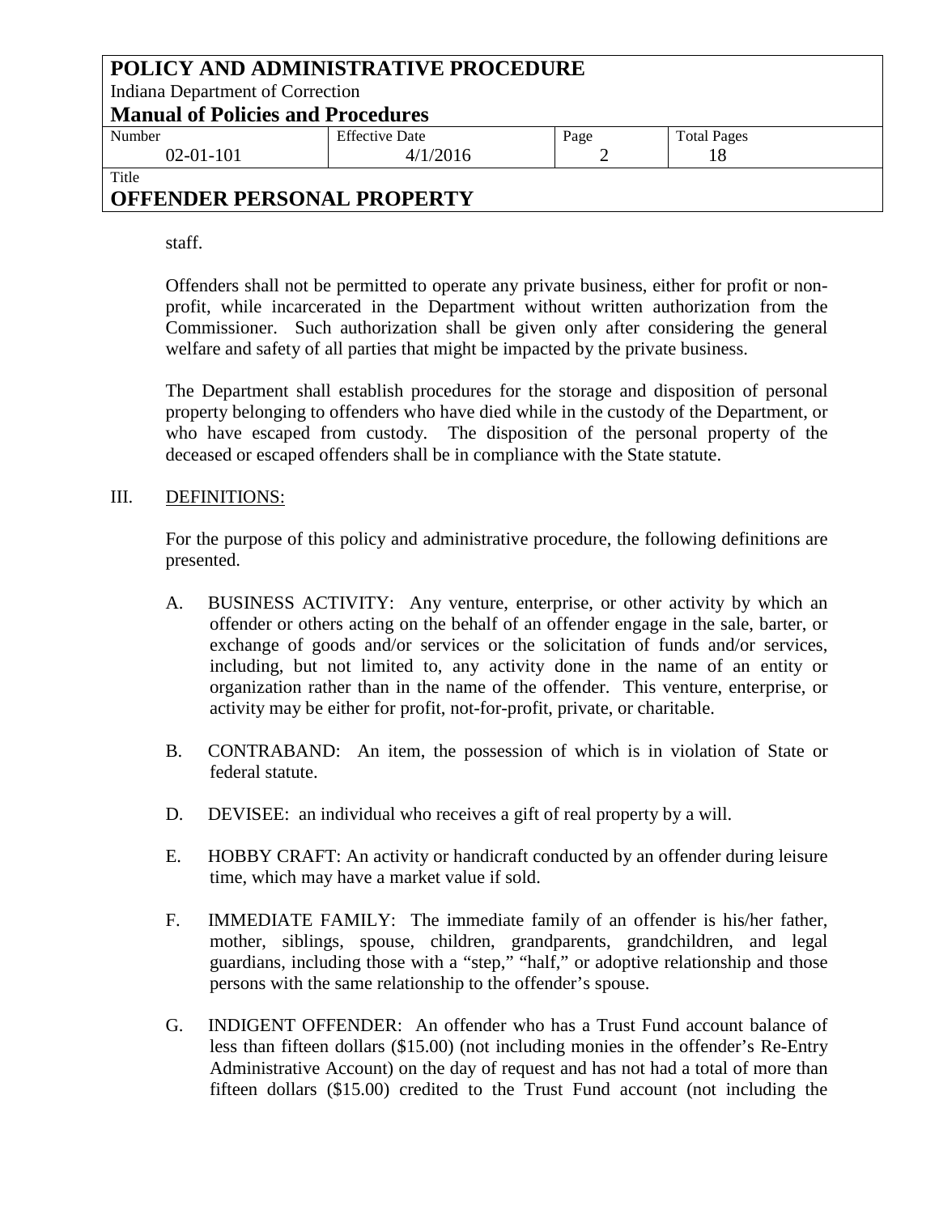staff.

Offenders shall not be permitted to operate any private business, either for profit or non-profit, while incarcerated in the Department without written authorization from the Commissioner. Such authorization shall be given only after considering the general welfare and safety of all parties that might be impacted by the private business.

The Department shall establish procedures for the storage and disposition of personal property belonging to offenders who have died while in the custody of the Department, or who have escaped from custody. The disposition of the personal property of the deceased or escaped offenders shall be in compliance with the State statute.

## III. DEFINITIONS:

For the purpose of this policy and administrative procedure, the following definitions are presented.

A. BUSINESS ACTIVITY: Any venture, enterprise, or other activity by which an offender or others acting on the behalf of an offender engage in the sale, barter, or exchange of goods and/or services or the solicitation of funds and/or services, including, but not limited to, any activity done in the name of an entity or organization rather than in the name of the offender. This venture, enterprise, or activity may be either for profit, not-for-profit, private, or charitable.

B. CONTRABAND: An item, the possession of which is in violation of State or federal statute.

D. DEVISEE: an individual who receives a gift of real property by a will.

E. HOBBY CRAFT: An activity or handicraft conducted by an offender during leisure time, which may have a market value if sold.

F. IMMEDIATE FAMILY: The immediate family of an offender is his/her father, mother, siblings, spouse, children, grandparents, grandchildren, and legal guardians, including those with a "step," "half," or adoptive relationship and those persons with the same relationship to the offender's spouse.

G. INDIGENT OFFENDER: An offender who has a Trust Fund account balance of less than fifteen dollars ($15.00) (not including monies in the offender's Re-Entry Administrative Account) on the day of request and has not had a total of more than fifteen dollars ($15.00) credited to the Trust Fund account (not including the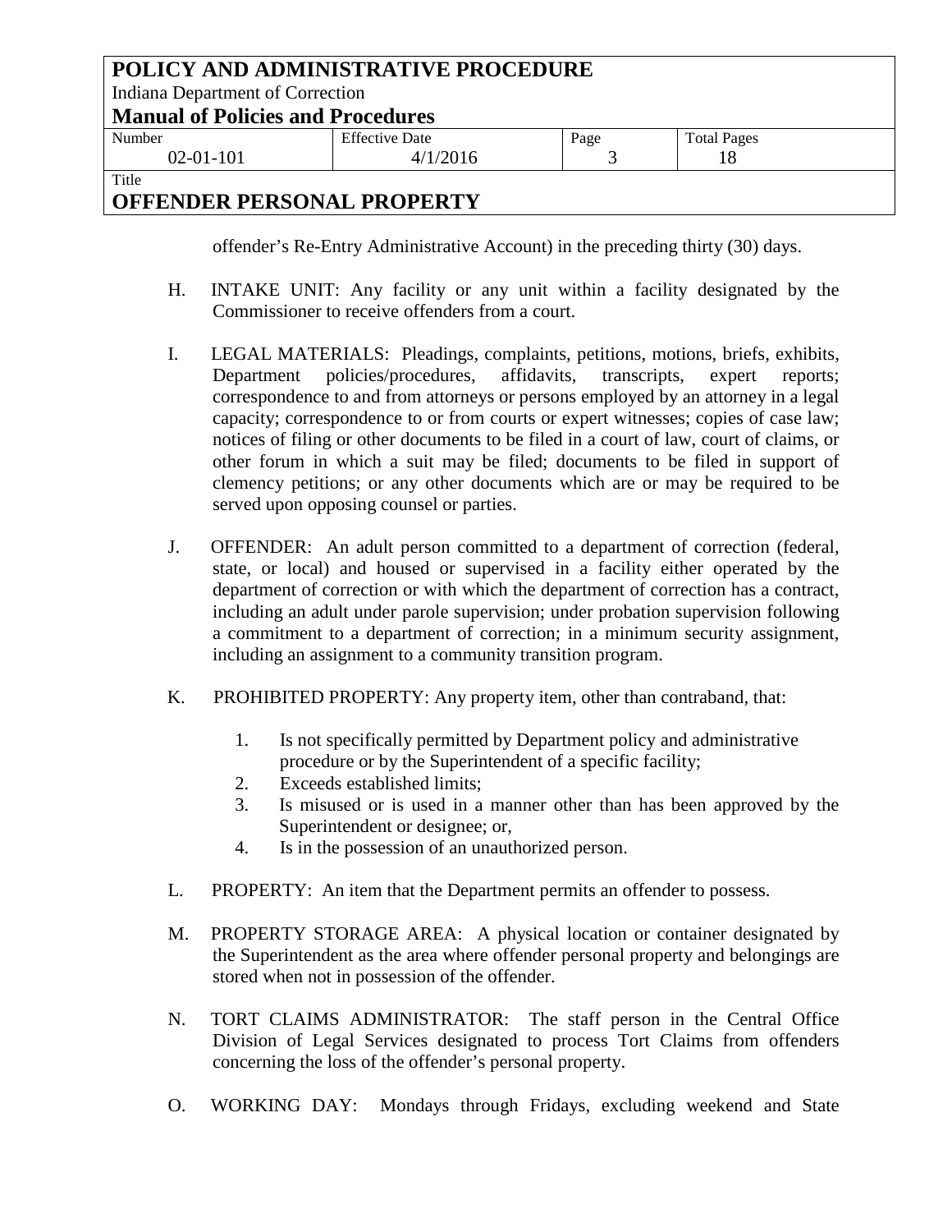offender's Re-Entry Administrative Account) in the preceding thirty (30) days.

H. INTAKE UNIT: Any facility or any unit within a facility designated by the Commissioner to receive offenders from a court.

I. LEGAL MATERIALS: Pleadings, complaints, petitions, motions, briefs, exhibits, Department policies/procedures, affidavits, transcripts, expert reports; correspondence to and from attorneys or persons employed by an attorney in a legal capacity; correspondence to or from courts or expert witnesses; copies of case law; notices of filing or other documents to be filed in a court of law, court of claims, or other forum in which a suit may be filed; documents to be filed in support of clemency petitions; or any other documents which are or may be required to be served upon opposing counsel or parties.

J. OFFENDER: An adult person committed to a department of correction (federal, state, or local) and housed or supervised in a facility either operated by the department of correction or with which the department of correction has a contract, including an adult under parole supervision; under probation supervision following a commitment to a department of correction; in a minimum security assignment, including an assignment to a community transition program.

K. PROHIBITED PROPERTY: Any property item, other than contraband, that:

1. Is not specifically permitted by Department policy and administrative procedure or by the Superintendent of a specific facility;
2. Exceeds established limits;
3. Is misused or is used in a manner other than has been approved by the Superintendent or designee; or,
4. Is in the possession of an unauthorized person.

L. PROPERTY: An item that the Department permits an offender to possess.

M. PROPERTY STORAGE AREA: A physical location or container designated by the Superintendent as the area where offender personal property and belongings are stored when not in possession of the offender.

N. TORT CLAIMS ADMINISTRATOR: The staff person in the Central Office Division of Legal Services designated to process Tort Claims from offenders concerning the loss of the offender's personal property.

O. WORKING DAY: Mondays through Fridays, excluding weekend and State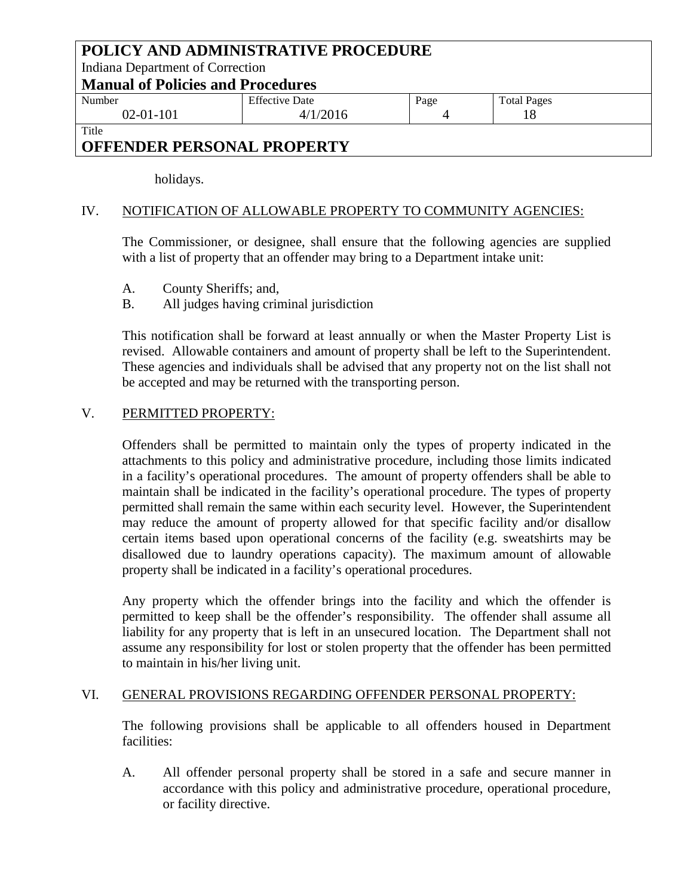holidays.

## IV. NOTIFICATION OF ALLOWABLE PROPERTY TO COMMUNITY AGENCIES:

The Commissioner, or designee, shall ensure that the following agencies are supplied with a list of property that an offender may bring to a Department intake unit:

A. County Sheriffs; and,
B. All judges having criminal jurisdiction

This notification shall be forward at least annually or when the Master Property List is revised. Allowable containers and amount of property shall be left to the Superintendent. These agencies and individuals shall be advised that any property not on the list shall not be accepted and may be returned with the transporting person.

## V. PERMITTED PROPERTY:

Offenders shall be permitted to maintain only the types of property indicated in the attachments to this policy and administrative procedure, including those limits indicated in a facility's operational procedures. The amount of property offenders shall be able to maintain shall be indicated in the facility's operational procedure. The types of property permitted shall remain the same within each security level. However, the Superintendent may reduce the amount of property allowed for that specific facility and/or disallow certain items based upon operational concerns of the facility (e.g. sweatshirts may be disallowed due to laundry operations capacity). The maximum amount of allowable property shall be indicated in a facility's operational procedures.

Any property which the offender brings into the facility and which the offender is permitted to keep shall be the offender's responsibility. The offender shall assume all liability for any property that is left in an unsecured location. The Department shall not assume any responsibility for lost or stolen property that the offender has been permitted to maintain in his/her living unit.

## VI. GENERAL PROVISIONS REGARDING OFFENDER PERSONAL PROPERTY:

The following provisions shall be applicable to all offenders housed in Department facilities:

A. All offender personal property shall be stored in a safe and secure manner in accordance with this policy and administrative procedure, operational procedure, or facility directive.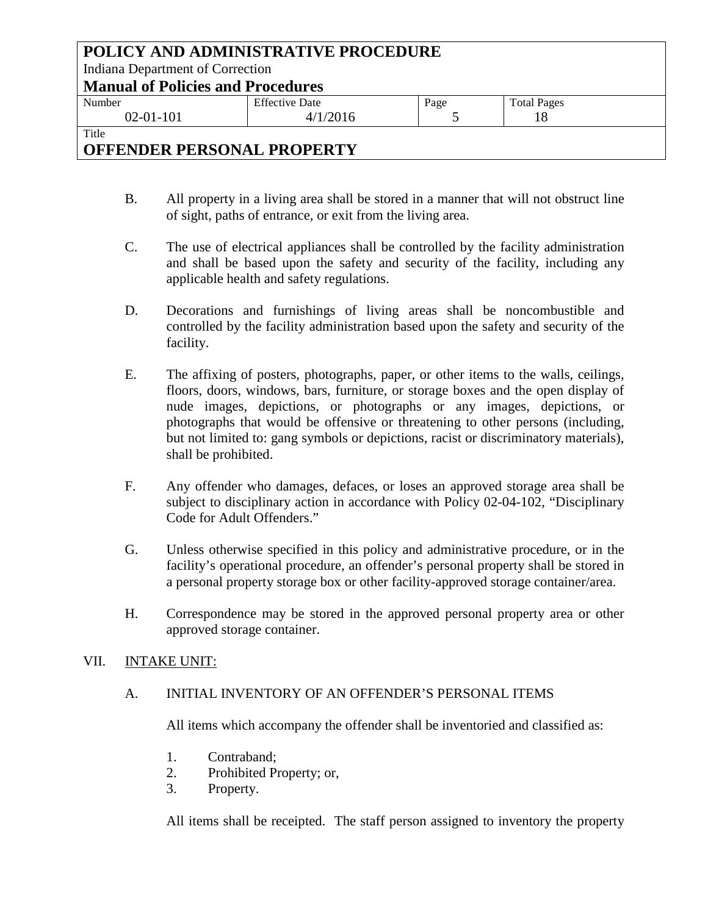B. All property in a living area shall be stored in a manner that will not obstruct line of sight, paths of entrance, or exit from the living area.

C. The use of electrical appliances shall be controlled by the facility administration and shall be based upon the safety and security of the facility, including any applicable health and safety regulations.

D. Decorations and furnishings of living areas shall be noncombustible and controlled by the facility administration based upon the safety and security of the facility.

E. The affixing of posters, photographs, paper, or other items to the walls, ceilings, floors, doors, windows, bars, furniture, or storage boxes and the open display of nude images, depictions, or photographs or any images, depictions, or photographs that would be offensive or threatening to other persons (including, but not limited to: gang symbols or depictions, racist or discriminatory materials), shall be prohibited.

F. Any offender who damages, defaces, or loses an approved storage area shall be subject to disciplinary action in accordance with Policy 02-04-102, "Disciplinary Code for Adult Offenders."

G. Unless otherwise specified in this policy and administrative procedure, or in the facility's operational procedure, an offender's personal property shall be stored in a personal property storage box or other facility-approved storage container/area.

H. Correspondence may be stored in the approved personal property area or other approved storage container.

VII. INTAKE UNIT:

A. INITIAL INVENTORY OF AN OFFENDER'S PERSONAL ITEMS

All items which accompany the offender shall be inventoried and classified as:

1. Contraband;
2. Prohibited Property; or,
3. Property.

All items shall be receipted. The staff person assigned to inventory the property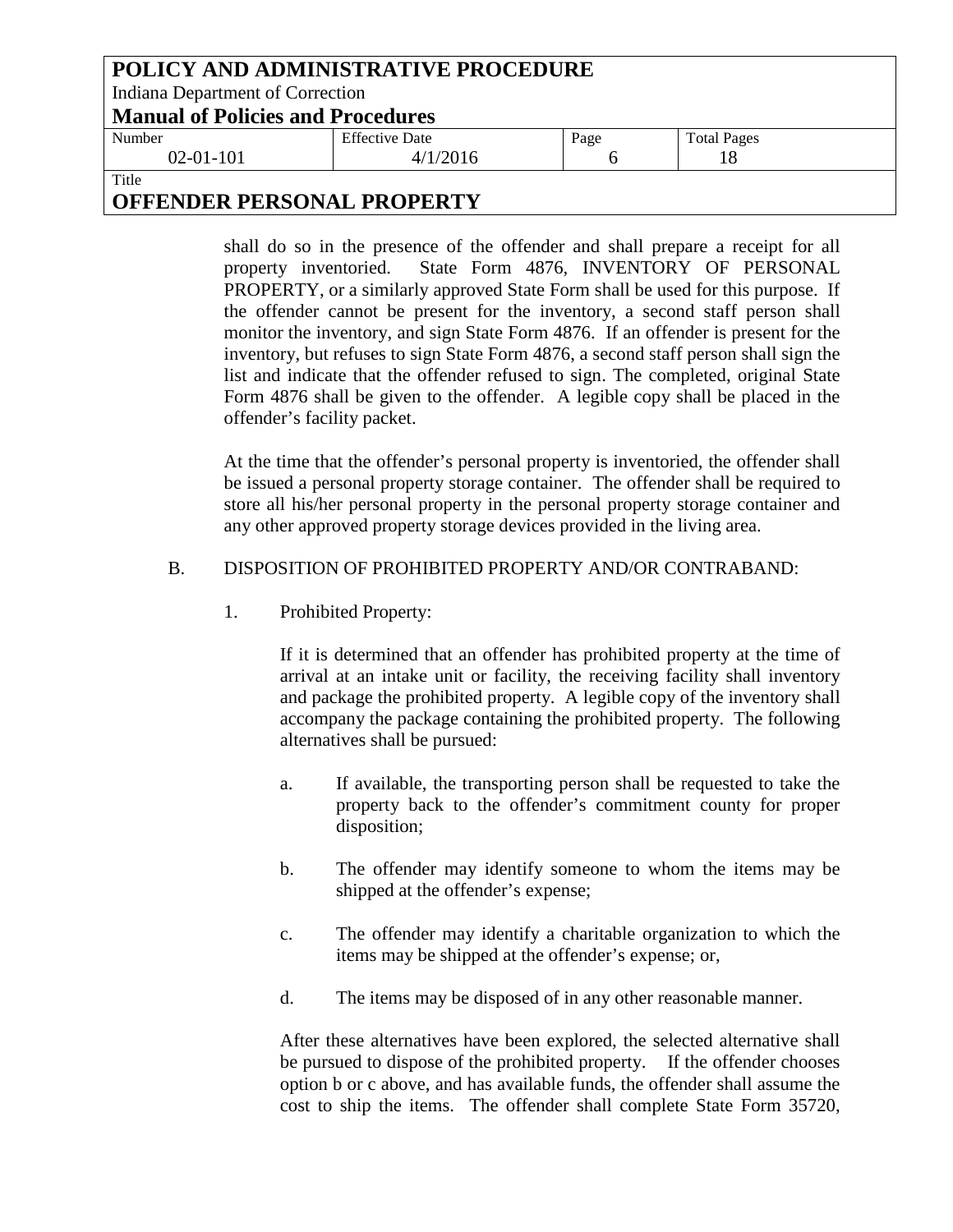shall do so in the presence of the offender and shall prepare a receipt for all property inventoried. State Form 4876, INVENTORY OF PERSONAL PROPERTY, or a similarly approved State Form shall be used for this purpose. If the offender cannot be present for the inventory, a second staff person shall monitor the inventory, and sign State Form 4876. If an offender is present for the inventory, but refuses to sign State Form 4876, a second staff person shall sign the list and indicate that the offender refused to sign. The completed, original State Form 4876 shall be given to the offender. A legible copy shall be placed in the offender's facility packet.

At the time that the offender's personal property is inventoried, the offender shall be issued a personal property storage container. The offender shall be required to store all his/her personal property in the personal property storage container and any other approved property storage devices provided in the living area.

B. DISPOSITION OF PROHIBITED PROPERTY AND/OR CONTRABAND:

1. Prohibited Property:

If it is determined that an offender has prohibited property at the time of arrival at an intake unit or facility, the receiving facility shall inventory and package the prohibited property. A legible copy of the inventory shall accompany the package containing the prohibited property. The following alternatives shall be pursued:

a. If available, the transporting person shall be requested to take the property back to the offender's commitment county for proper disposition;

b. The offender may identify someone to whom the items may be shipped at the offender's expense;

c. The offender may identify a charitable organization to which the items may be shipped at the offender's expense; or,

d. The items may be disposed of in any other reasonable manner.

After these alternatives have been explored, the selected alternative shall be pursued to dispose of the prohibited property. If the offender chooses option b or c above, and has available funds, the offender shall assume the cost to ship the items. The offender shall complete State Form 35720,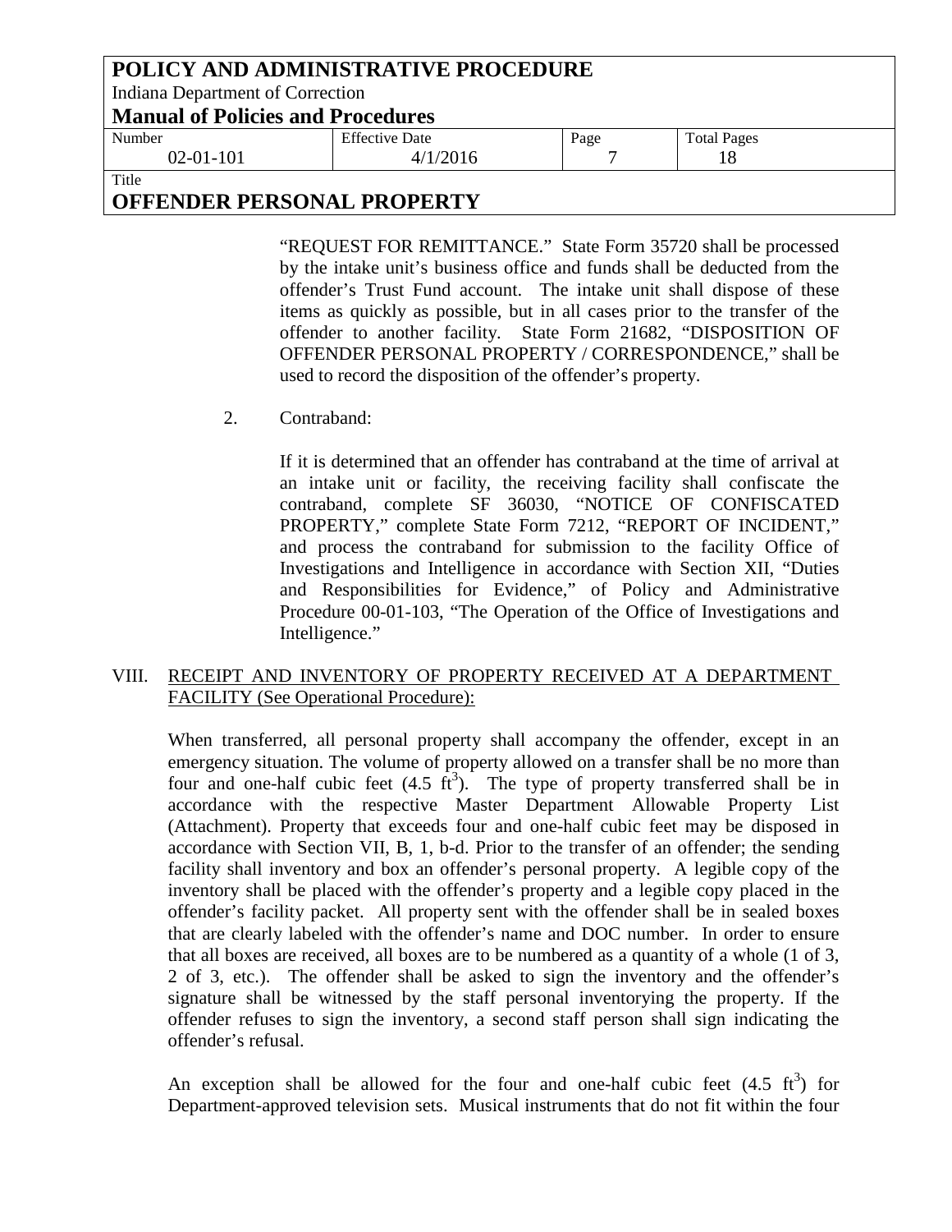"REQUEST FOR REMITTANCE." State Form 35720 shall be processed by the intake unit's business office and funds shall be deducted from the offender's Trust Fund account. The intake unit shall dispose of these items as quickly as possible, but in all cases prior to the transfer of the offender to another facility. State Form 21682, "DISPOSITION OF OFFENDER PERSONAL PROPERTY / CORRESPONDENCE," shall be used to record the disposition of the offender's property.

2. Contraband:

   If it is determined that an offender has contraband at the time of arrival at an intake unit or facility, the receiving facility shall confiscate the contraband, complete SF 36030, "NOTICE OF CONFISCATED PROPERTY," complete State Form 7212, "REPORT OF INCIDENT," and process the contraband for submission to the facility Office of Investigations and Intelligence in accordance with Section XII, "Duties and Responsibilities for Evidence," of Policy and Administrative Procedure 00-01-103, "The Operation of the Office of Investigations and Intelligence."

## VIII. RECEIPT AND INVENTORY OF PROPERTY RECEIVED AT A DEPARTMENT FACILITY (See Operational Procedure):

When transferred, all personal property shall accompany the offender, except in an emergency situation. The volume of property allowed on a transfer shall be no more than four and one-half cubic feet (4.5 $ft^3$). The type of property transferred shall be in accordance with the respective Master Department Allowable Property List (Attachment). Property that exceeds four and one-half cubic feet may be disposed in accordance with Section VII, B, 1, b-d. Prior to the transfer of an offender; the sending facility shall inventory and box an offender's personal property. A legible copy of the inventory shall be placed with the offender's property and a legible copy placed in the offender's facility packet. All property sent with the offender shall be in sealed boxes that are clearly labeled with the offender's name and DOC number. In order to ensure that all boxes are received, all boxes are to be numbered as a quantity of a whole (1 of 3, 2 of 3, etc.). The offender shall be asked to sign the inventory and the offender's signature shall be witnessed by the staff personal inventorying the property. If the offender refuses to sign the inventory, a second staff person shall sign indicating the offender's refusal.

An exception shall be allowed for the four and one-half cubic feet (4.5 $ft^3$) for Department-approved television sets. Musical instruments that do not fit within the four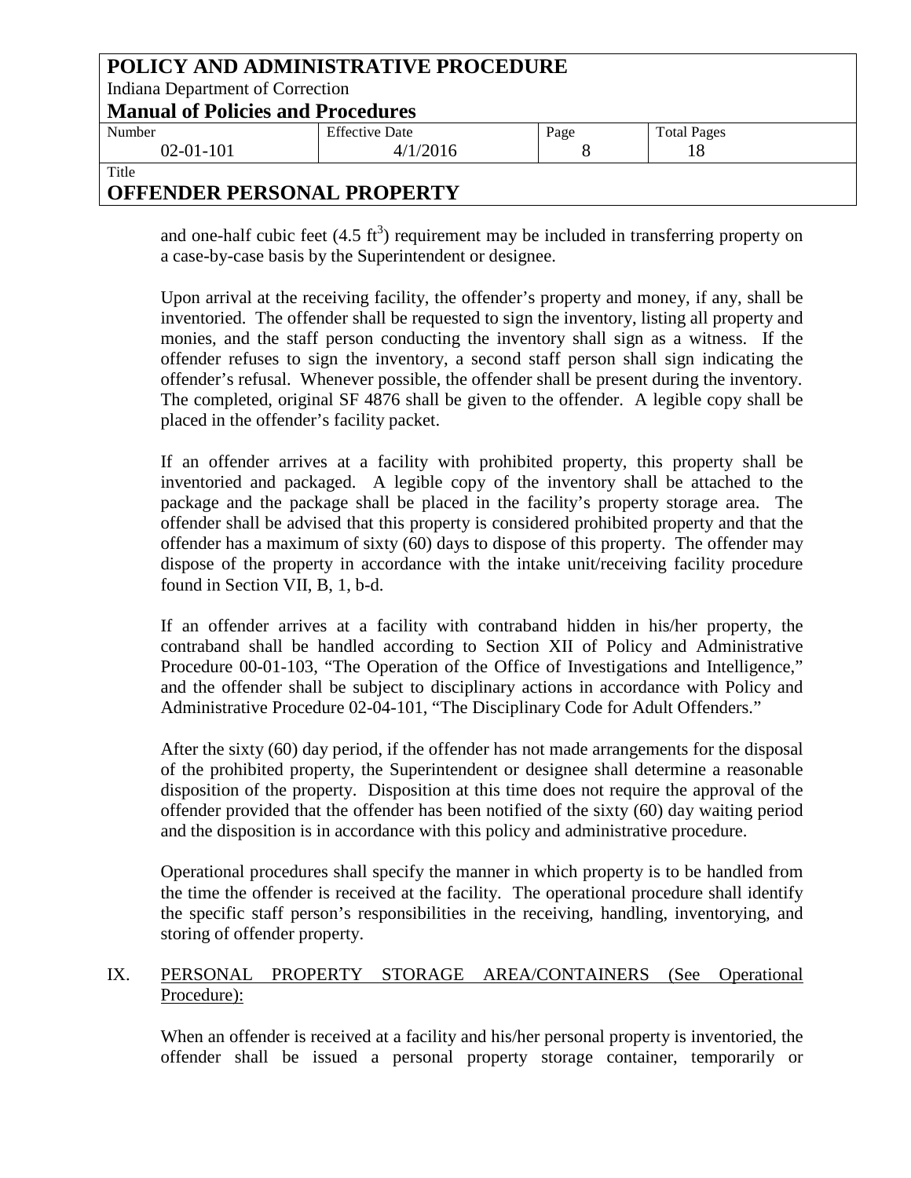and one-half cubic feet (4.5 $ft^3$) requirement may be included in transferring property on a case-by-case basis by the Superintendent or designee.

Upon arrival at the receiving facility, the offender's property and money, if any, shall be inventoried. The offender shall be requested to sign the inventory, listing all property and monies, and the staff person conducting the inventory shall sign as a witness. If the offender refuses to sign the inventory, a second staff person shall sign indicating the offender's refusal. Whenever possible, the offender shall be present during the inventory. The completed, original SF 4876 shall be given to the offender. A legible copy shall be placed in the offender's facility packet.

If an offender arrives at a facility with prohibited property, this property shall be inventoried and packaged. A legible copy of the inventory shall be attached to the package and the package shall be placed in the facility's property storage area. The offender shall be advised that this property is considered prohibited property and that the offender has a maximum of sixty (60) days to dispose of this property. The offender may dispose of the property in accordance with the intake unit/receiving facility procedure found in Section VII, B, 1, b-d.

If an offender arrives at a facility with contraband hidden in his/her property, the contraband shall be handled according to Section XII of Policy and Administrative Procedure 00-01-103, "The Operation of the Office of Investigations and Intelligence," and the offender shall be subject to disciplinary actions in accordance with Policy and Administrative Procedure 02-04-101, "The Disciplinary Code for Adult Offenders."

After the sixty (60) day period, if the offender has not made arrangements for the disposal of the prohibited property, the Superintendent or designee shall determine a reasonable disposition of the property. Disposition at this time does not require the approval of the offender provided that the offender has been notified of the sixty (60) day waiting period and the disposition is in accordance with this policy and administrative procedure.

Operational procedures shall specify the manner in which property is to be handled from the time the offender is received at the facility. The operational procedure shall identify the specific staff person's responsibilities in the receiving, handling, inventorying, and storing of offender property.

## IX. PERSONAL PROPERTY STORAGE AREA/CONTAINERS (See Operational Procedure):

When an offender is received at a facility and his/her personal property is inventoried, the offender shall be issued a personal property storage container, temporarily or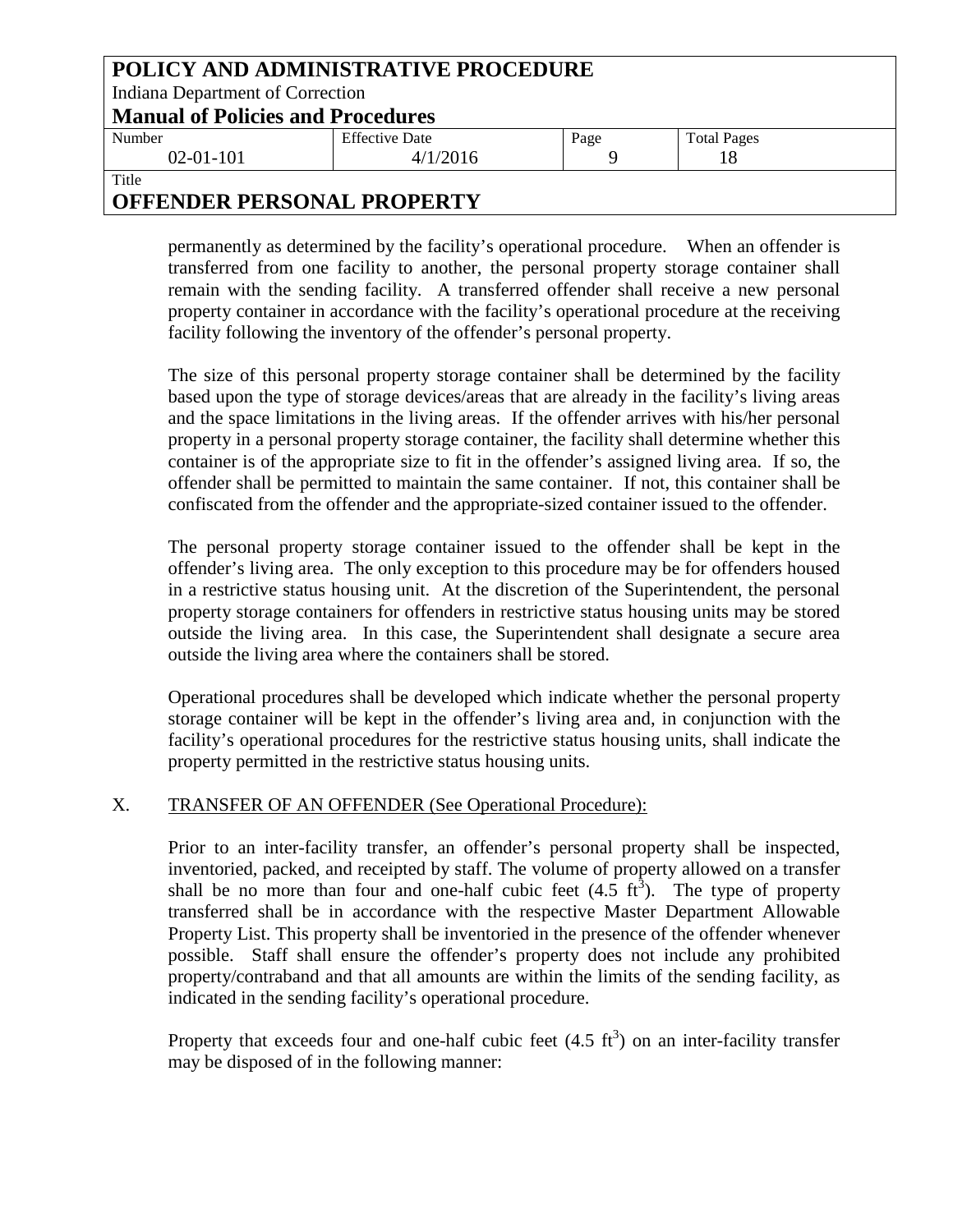permanently as determined by the facility's operational procedure. When an offender is transferred from one facility to another, the personal property storage container shall remain with the sending facility. A transferred offender shall receive a new personal property container in accordance with the facility's operational procedure at the receiving facility following the inventory of the offender's personal property.

The size of this personal property storage container shall be determined by the facility based upon the type of storage devices/areas that are already in the facility's living areas and the space limitations in the living areas. If the offender arrives with his/her personal property in a personal property storage container, the facility shall determine whether this container is of the appropriate size to fit in the offender's assigned living area. If so, the offender shall be permitted to maintain the same container. If not, this container shall be confiscated from the offender and the appropriate-sized container issued to the offender.

The personal property storage container issued to the offender shall be kept in the offender's living area. The only exception to this procedure may be for offenders housed in a restrictive status housing unit. At the discretion of the Superintendent, the personal property storage containers for offenders in restrictive status housing units may be stored outside the living area. In this case, the Superintendent shall designate a secure area outside the living area where the containers shall be stored.

Operational procedures shall be developed which indicate whether the personal property storage container will be kept in the offender's living area and, in conjunction with the facility's operational procedures for the restrictive status housing units, shall indicate the property permitted in the restrictive status housing units.

## X. TRANSFER OF AN OFFENDER (See Operational Procedure):

Prior to an inter-facility transfer, an offender's personal property shall be inspected, inventoried, packed, and receipted by staff. The volume of property allowed on a transfer shall be no more than four and one-half cubic feet (4.5 $ft^3$). The type of property transferred shall be in accordance with the respective Master Department Allowable Property List. This property shall be inventoried in the presence of the offender whenever possible. Staff shall ensure the offender's property does not include any prohibited property/contraband and that all amounts are within the limits of the sending facility, as indicated in the sending facility's operational procedure.

Property that exceeds four and one-half cubic feet (4.5 $ft^3$) on an inter-facility transfer may be disposed of in the following manner: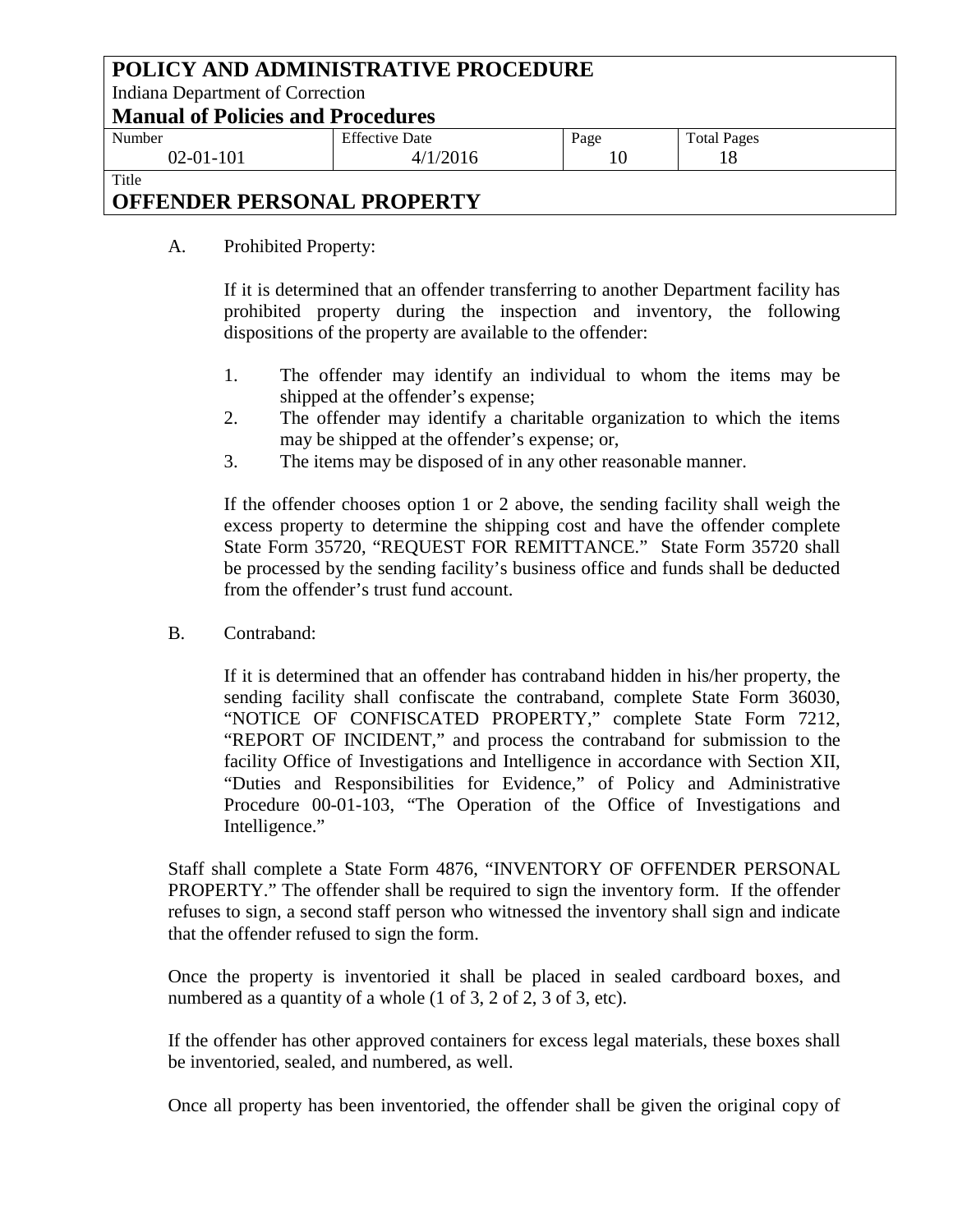A. Prohibited Property:

If it is determined that an offender transferring to another Department facility has prohibited property during the inspection and inventory, the following dispositions of the property are available to the offender:

1. The offender may identify an individual to whom the items may be shipped at the offender's expense;
2. The offender may identify a charitable organization to which the items may be shipped at the offender's expense; or,
3. The items may be disposed of in any other reasonable manner.

If the offender chooses option 1 or 2 above, the sending facility shall weigh the excess property to determine the shipping cost and have the offender complete State Form 35720, "REQUEST FOR REMITTANCE." State Form 35720 shall be processed by the sending facility's business office and funds shall be deducted from the offender's trust fund account.

B. Contraband:

If it is determined that an offender has contraband hidden in his/her property, the sending facility shall confiscate the contraband, complete State Form 36030, "NOTICE OF CONFISCATED PROPERTY," complete State Form 7212, "REPORT OF INCIDENT," and process the contraband for submission to the facility Office of Investigations and Intelligence in accordance with Section XII, "Duties and Responsibilities for Evidence," of Policy and Administrative Procedure 00-01-103, "The Operation of the Office of Investigations and Intelligence."

Staff shall complete a State Form 4876, "INVENTORY OF OFFENDER PERSONAL PROPERTY." The offender shall be required to sign the inventory form. If the offender refuses to sign, a second staff person who witnessed the inventory shall sign and indicate that the offender refused to sign the form.

Once the property is inventoried it shall be placed in sealed cardboard boxes, and numbered as a quantity of a whole (1 of 3, 2 of 2, 3 of 3, etc).

If the offender has other approved containers for excess legal materials, these boxes shall be inventoried, sealed, and numbered, as well.

Once all property has been inventoried, the offender shall be given the original copy of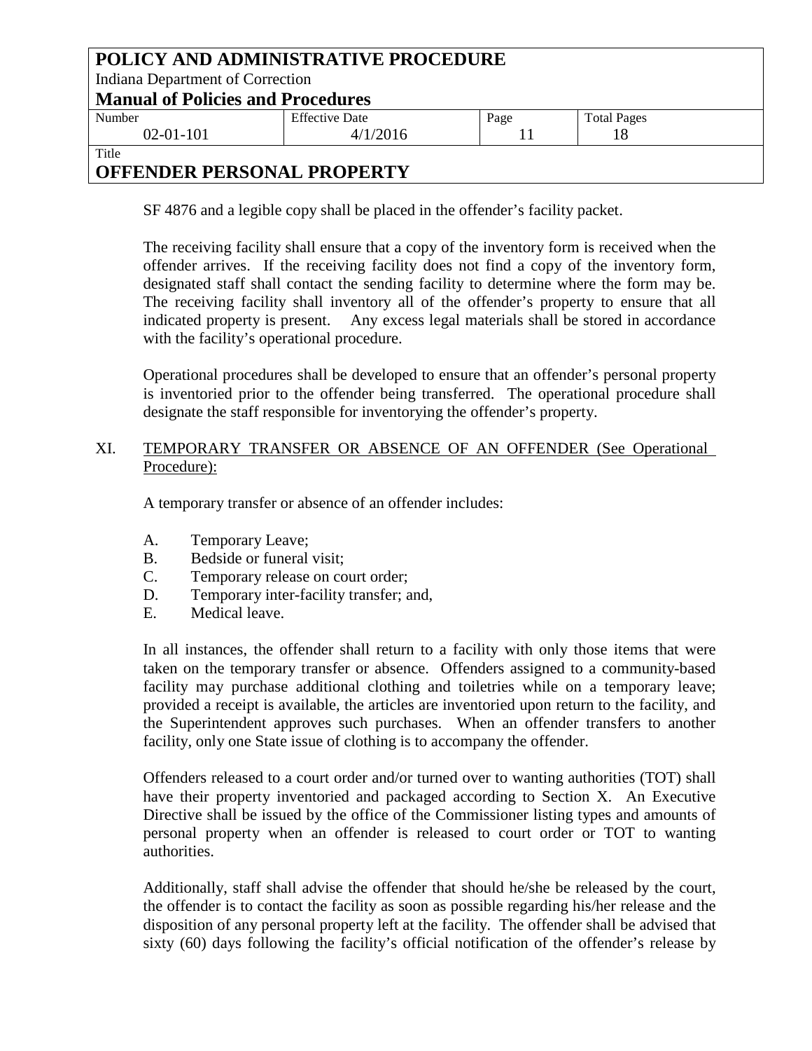SF 4876 and a legible copy shall be placed in the offender's facility packet.

The receiving facility shall ensure that a copy of the inventory form is received when the offender arrives. If the receiving facility does not find a copy of the inventory form, designated staff shall contact the sending facility to determine where the form may be. The receiving facility shall inventory all of the offender's property to ensure that all indicated property is present. Any excess legal materials shall be stored in accordance with the facility's operational procedure.

Operational procedures shall be developed to ensure that an offender's personal property is inventoried prior to the offender being transferred. The operational procedure shall designate the staff responsible for inventorying the offender's property.

## XI. TEMPORARY TRANSFER OR ABSENCE OF AN OFFENDER (See Operational Procedure):

A temporary transfer or absence of an offender includes:

A. Temporary Leave;
B. Bedside or funeral visit;
C. Temporary release on court order;
D. Temporary inter-facility transfer; and,
E. Medical leave.

In all instances, the offender shall return to a facility with only those items that were taken on the temporary transfer or absence. Offenders assigned to a community-based facility may purchase additional clothing and toiletries while on a temporary leave; provided a receipt is available, the articles are inventoried upon return to the facility, and the Superintendent approves such purchases. When an offender transfers to another facility, only one State issue of clothing is to accompany the offender.

Offenders released to a court order and/or turned over to wanting authorities (TOT) shall have their property inventoried and packaged according to Section X. An Executive Directive shall be issued by the office of the Commissioner listing types and amounts of personal property when an offender is released to court order or TOT to wanting authorities.

Additionally, staff shall advise the offender that should he/she be released by the court, the offender is to contact the facility as soon as possible regarding his/her release and the disposition of any personal property left at the facility. The offender shall be advised that sixty (60) days following the facility's official notification of the offender's release by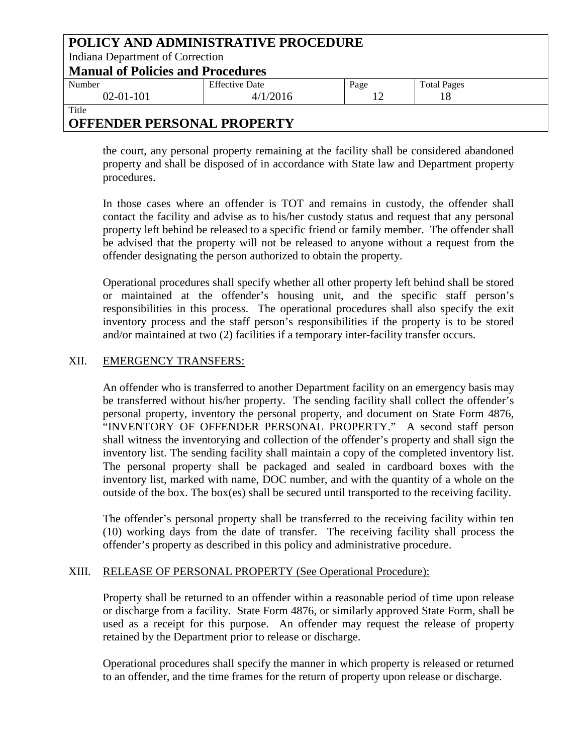the court, any personal property remaining at the facility shall be considered abandoned property and shall be disposed of in accordance with State law and Department property procedures.

In those cases where an offender is TOT and remains in custody, the offender shall contact the facility and advise as to his/her custody status and request that any personal property left behind be released to a specific friend or family member. The offender shall be advised that the property will not be released to anyone without a request from the offender designating the person authorized to obtain the property.

Operational procedures shall specify whether all other property left behind shall be stored or maintained at the offender's housing unit, and the specific staff person's responsibilities in this process. The operational procedures shall also specify the exit inventory process and the staff person's responsibilities if the property is to be stored and/or maintained at two (2) facilities if a temporary inter-facility transfer occurs.

## XII. EMERGENCY TRANSFERS:

An offender who is transferred to another Department facility on an emergency basis may be transferred without his/her property. The sending facility shall collect the offender's personal property, inventory the personal property, and document on State Form 4876, "INVENTORY OF OFFENDER PERSONAL PROPERTY." A second staff person shall witness the inventorying and collection of the offender's property and shall sign the inventory list. The sending facility shall maintain a copy of the completed inventory list. The personal property shall be packaged and sealed in cardboard boxes with the inventory list, marked with name, DOC number, and with the quantity of a whole on the outside of the box. The box(es) shall be secured until transported to the receiving facility.

The offender's personal property shall be transferred to the receiving facility within ten (10) working days from the date of transfer. The receiving facility shall process the offender's property as described in this policy and administrative procedure.

## XIII. RELEASE OF PERSONAL PROPERTY (See Operational Procedure):

Property shall be returned to an offender within a reasonable period of time upon release or discharge from a facility. State Form 4876, or similarly approved State Form, shall be used as a receipt for this purpose. An offender may request the release of property retained by the Department prior to release or discharge.

Operational procedures shall specify the manner in which property is released or returned to an offender, and the time frames for the return of property upon release or discharge.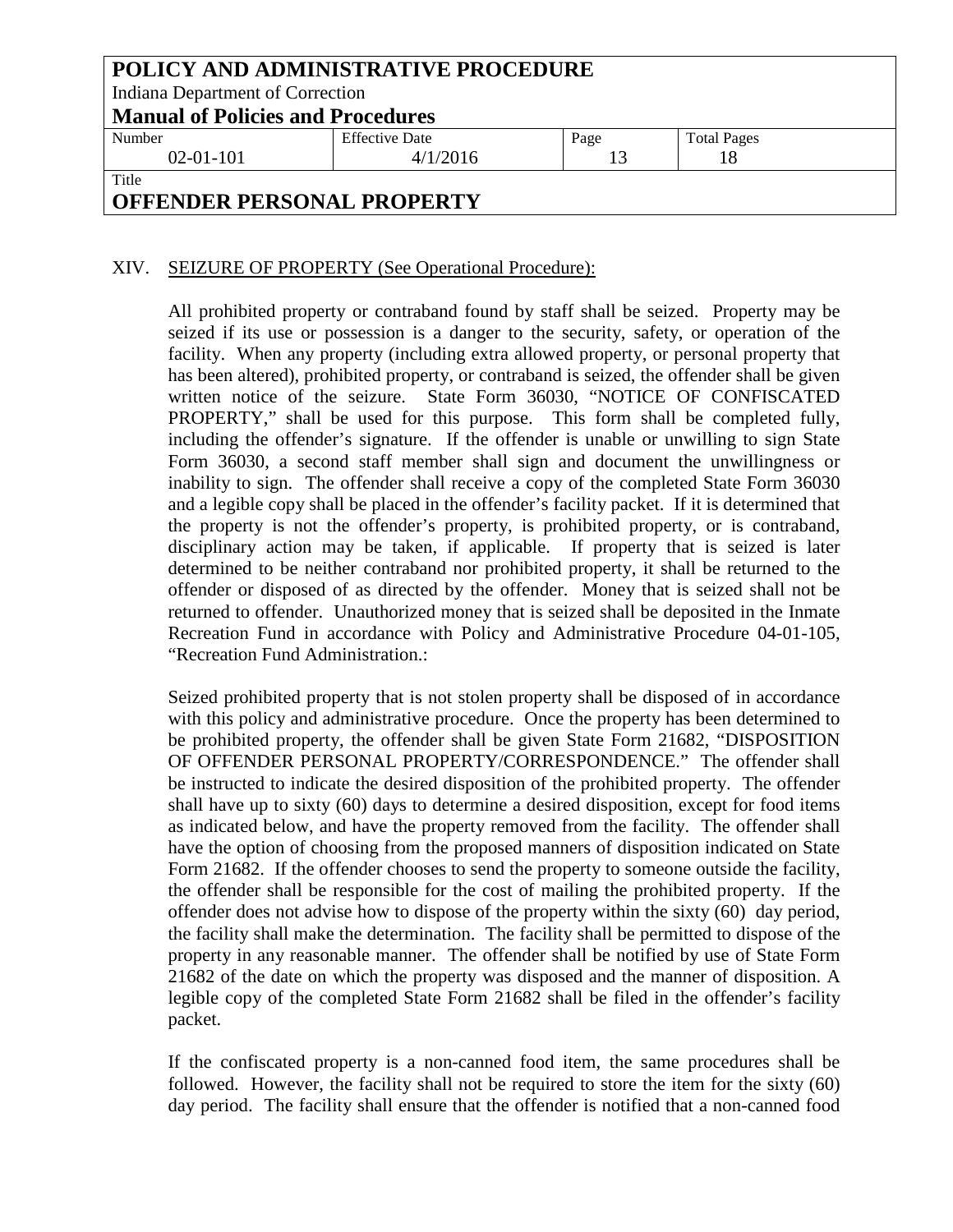## XIV. SEIZURE OF PROPERTY (See Operational Procedure):

All prohibited property or contraband found by staff shall be seized. Property may be seized if its use or possession is a danger to the security, safety, or operation of the facility. When any property (including extra allowed property, or personal property that has been altered), prohibited property, or contraband is seized, the offender shall be given written notice of the seizure. State Form 36030, "NOTICE OF CONFISCATED PROPERTY," shall be used for this purpose. This form shall be completed fully, including the offender's signature. If the offender is unable or unwilling to sign State Form 36030, a second staff member shall sign and document the unwillingness or inability to sign. The offender shall receive a copy of the completed State Form 36030 and a legible copy shall be placed in the offender's facility packet. If it is determined that the property is not the offender's property, is prohibited property, or is contraband, disciplinary action may be taken, if applicable. If property that is seized is later determined to be neither contraband nor prohibited property, it shall be returned to the offender or disposed of as directed by the offender. Money that is seized shall not be returned to offender. Unauthorized money that is seized shall be deposited in the Inmate Recreation Fund in accordance with Policy and Administrative Procedure 04-01-105, "Recreation Fund Administration.:

Seized prohibited property that is not stolen property shall be disposed of in accordance with this policy and administrative procedure. Once the property has been determined to be prohibited property, the offender shall be given State Form 21682, "DISPOSITION OF OFFENDER PERSONAL PROPERTY/CORRESPONDENCE." The offender shall be instructed to indicate the desired disposition of the prohibited property. The offender shall have up to sixty (60) days to determine a desired disposition, except for food items as indicated below, and have the property removed from the facility. The offender shall have the option of choosing from the proposed manners of disposition indicated on State Form 21682. If the offender chooses to send the property to someone outside the facility, the offender shall be responsible for the cost of mailing the prohibited property. If the offender does not advise how to dispose of the property within the sixty (60) day period, the facility shall make the determination. The facility shall be permitted to dispose of the property in any reasonable manner. The offender shall be notified by use of State Form 21682 of the date on which the property was disposed and the manner of disposition. A legible copy of the completed State Form 21682 shall be filed in the offender's facility packet.

If the confiscated property is a non-canned food item, the same procedures shall be followed. However, the facility shall not be required to store the item for the sixty (60) day period. The facility shall ensure that the offender is notified that a non-canned food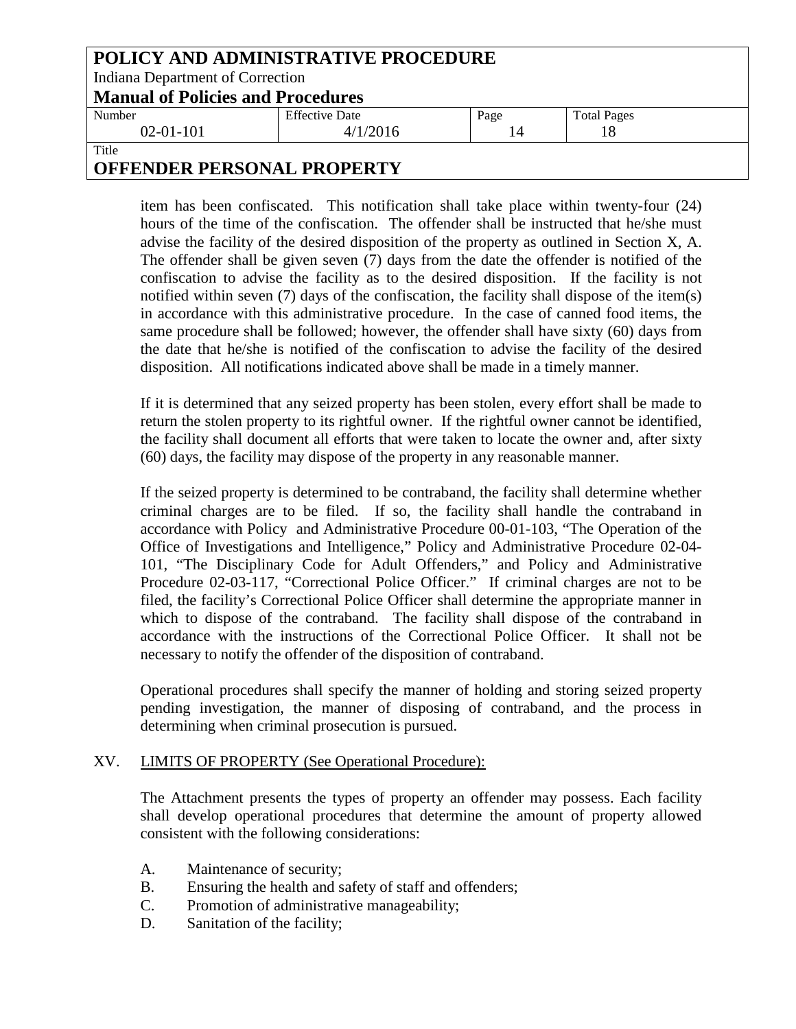item has been confiscated. This notification shall take place within twenty-four (24) hours of the time of the confiscation. The offender shall be instructed that he/she must advise the facility of the desired disposition of the property as outlined in Section X, A. The offender shall be given seven (7) days from the date the offender is notified of the confiscation to advise the facility as to the desired disposition. If the facility is not notified within seven (7) days of the confiscation, the facility shall dispose of the item(s) in accordance with this administrative procedure. In the case of canned food items, the same procedure shall be followed; however, the offender shall have sixty (60) days from the date that he/she is notified of the confiscation to advise the facility of the desired disposition. All notifications indicated above shall be made in a timely manner.

If it is determined that any seized property has been stolen, every effort shall be made to return the stolen property to its rightful owner. If the rightful owner cannot be identified, the facility shall document all efforts that were taken to locate the owner and, after sixty (60) days, the facility may dispose of the property in any reasonable manner.

If the seized property is determined to be contraband, the facility shall determine whether criminal charges are to be filed. If so, the facility shall handle the contraband in accordance with Policy and Administrative Procedure 00-01-103, "The Operation of the Office of Investigations and Intelligence," Policy and Administrative Procedure 02-04-101, "The Disciplinary Code for Adult Offenders," and Policy and Administrative Procedure 02-03-117, "Correctional Police Officer." If criminal charges are not to be filed, the facility's Correctional Police Officer shall determine the appropriate manner in which to dispose of the contraband. The facility shall dispose of the contraband in accordance with the instructions of the Correctional Police Officer. It shall not be necessary to notify the offender of the disposition of contraband.

Operational procedures shall specify the manner of holding and storing seized property pending investigation, the manner of disposing of contraband, and the process in determining when criminal prosecution is pursued.

## XV. LIMITS OF PROPERTY (See Operational Procedure):

The Attachment presents the types of property an offender may possess. Each facility shall develop operational procedures that determine the amount of property allowed consistent with the following considerations:

A. Maintenance of security;
B. Ensuring the health and safety of staff and offenders;
C. Promotion of administrative manageability;
D. Sanitation of the facility;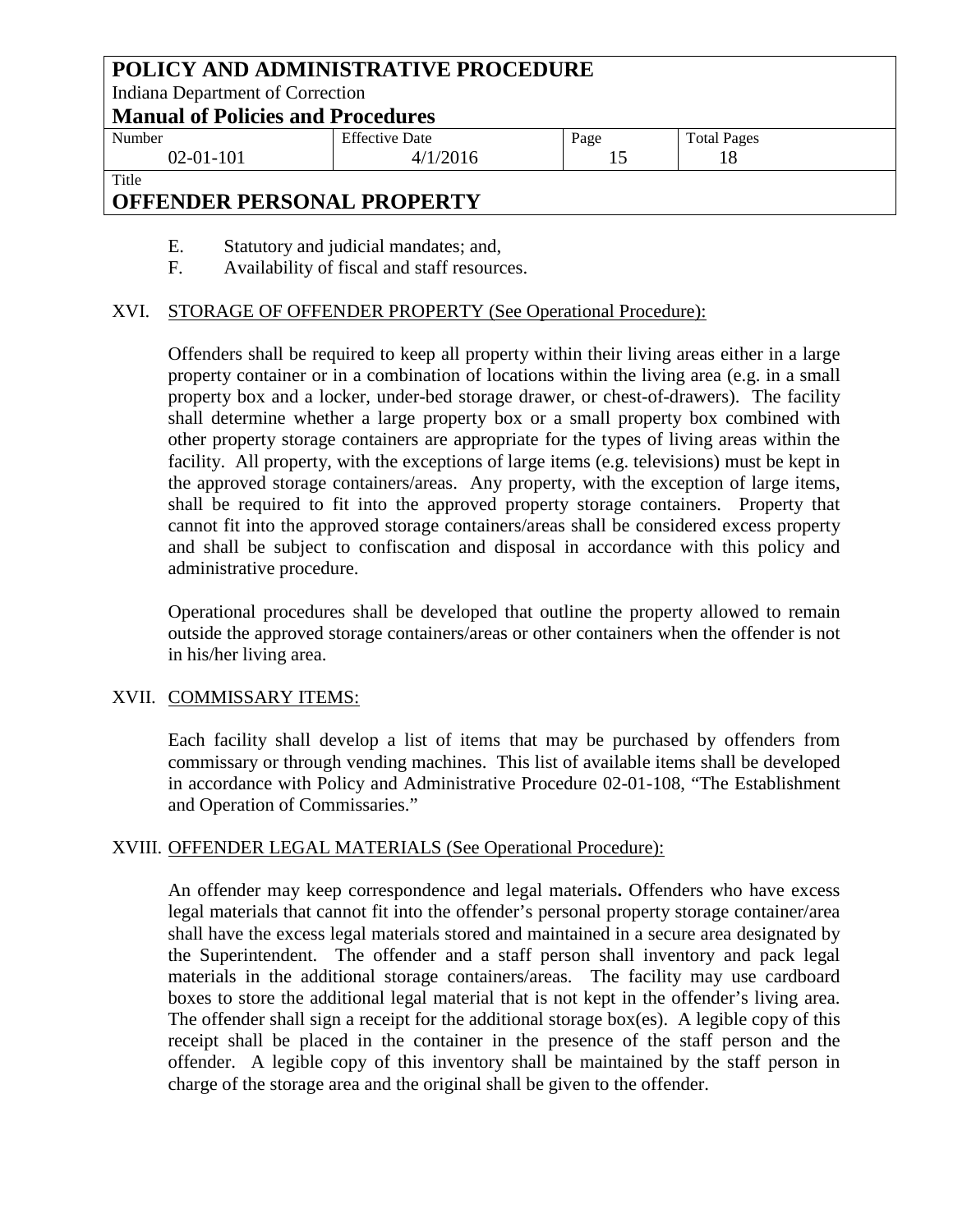E. Statutory and judicial mandates; and,

F. Availability of fiscal and staff resources.

## XVI. STORAGE OF OFFENDER PROPERTY (See Operational Procedure):

Offenders shall be required to keep all property within their living areas either in a large property container or in a combination of locations within the living area (e.g. in a small property box and a locker, under-bed storage drawer, or chest-of-drawers). The facility shall determine whether a large property box or a small property box combined with other property storage containers are appropriate for the types of living areas within the facility. All property, with the exceptions of large items (e.g. televisions) must be kept in the approved storage containers/areas. Any property, with the exception of large items, shall be required to fit into the approved property storage containers. Property that cannot fit into the approved storage containers/areas shall be considered excess property and shall be subject to confiscation and disposal in accordance with this policy and administrative procedure.

Operational procedures shall be developed that outline the property allowed to remain outside the approved storage containers/areas or other containers when the offender is not in his/her living area.

## XVII. COMMISSARY ITEMS:

Each facility shall develop a list of items that may be purchased by offenders from commissary or through vending machines. This list of available items shall be developed in accordance with Policy and Administrative Procedure 02-01-108, "The Establishment and Operation of Commissaries."

## XVIII. OFFENDER LEGAL MATERIALS (See Operational Procedure):

An offender may keep correspondence and legal materials**.** Offenders who have excess legal materials that cannot fit into the offender's personal property storage container/area shall have the excess legal materials stored and maintained in a secure area designated by the Superintendent. The offender and a staff person shall inventory and pack legal materials in the additional storage containers/areas. The facility may use cardboard boxes to store the additional legal material that is not kept in the offender's living area. The offender shall sign a receipt for the additional storage box(es). A legible copy of this receipt shall be placed in the container in the presence of the staff person and the offender. A legible copy of this inventory shall be maintained by the staff person in charge of the storage area and the original shall be given to the offender.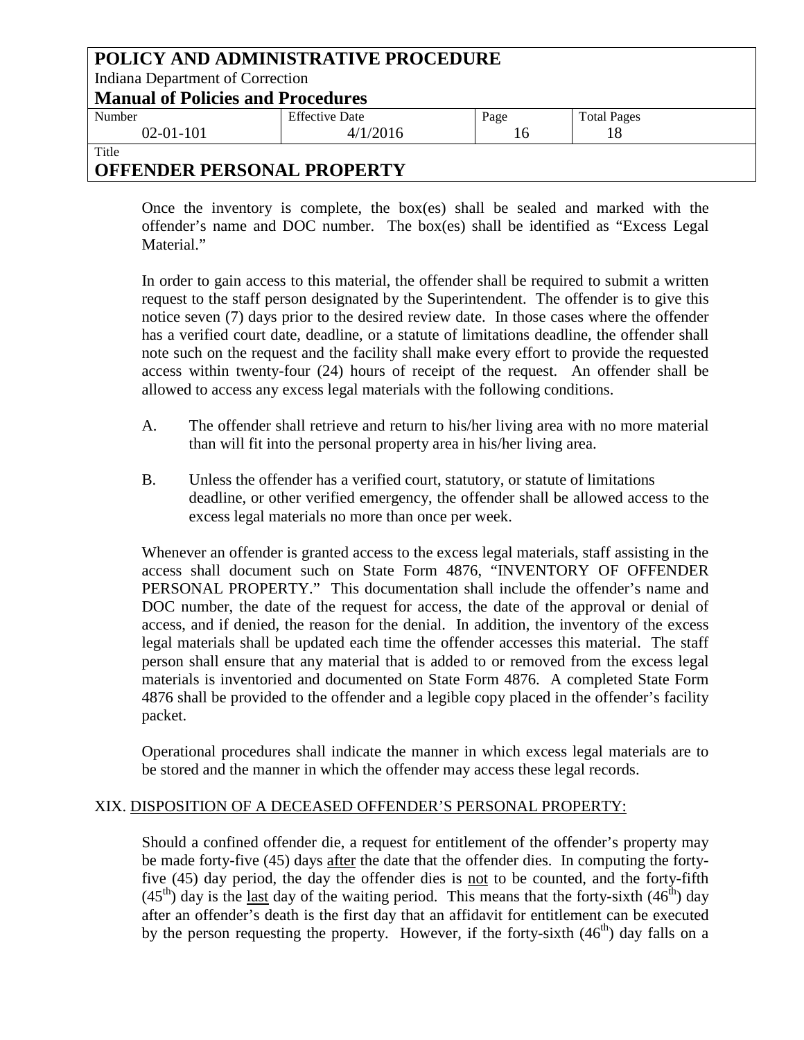Once the inventory is complete, the box(es) shall be sealed and marked with the offender's name and DOC number. The box(es) shall be identified as "Excess Legal Material."

In order to gain access to this material, the offender shall be required to submit a written request to the staff person designated by the Superintendent. The offender is to give this notice seven (7) days prior to the desired review date. In those cases where the offender has a verified court date, deadline, or a statute of limitations deadline, the offender shall note such on the request and the facility shall make every effort to provide the requested access within twenty-four (24) hours of receipt of the request. An offender shall be allowed to access any excess legal materials with the following conditions.

A. The offender shall retrieve and return to his/her living area with no more material than will fit into the personal property area in his/her living area.

B. Unless the offender has a verified court, statutory, or statute of limitations deadline, or other verified emergency, the offender shall be allowed access to the excess legal materials no more than once per week.

Whenever an offender is granted access to the excess legal materials, staff assisting in the access shall document such on State Form 4876, "INVENTORY OF OFFENDER PERSONAL PROPERTY." This documentation shall include the offender's name and DOC number, the date of the request for access, the date of the approval or denial of access, and if denied, the reason for the denial. In addition, the inventory of the excess legal materials shall be updated each time the offender accesses this material. The staff person shall ensure that any material that is added to or removed from the excess legal materials is inventoried and documented on State Form 4876. A completed State Form 4876 shall be provided to the offender and a legible copy placed in the offender's facility packet.

Operational procedures shall indicate the manner in which excess legal materials are to be stored and the manner in which the offender may access these legal records.

## XIX. DISPOSITION OF A DECEASED OFFENDER'S PERSONAL PROPERTY:

Should a confined offender die, a request for entitlement of the offender's property may be made forty-five (45) days after the date that the offender dies. In computing the forty-five (45) day period, the day the offender dies is not to be counted, and the forty-fifth (45th) day is the last day of the waiting period. This means that the forty-sixth (46th) day after an offender's death is the first day that an affidavit for entitlement can be executed by the person requesting the property. However, if the forty-sixth (46th) day falls on a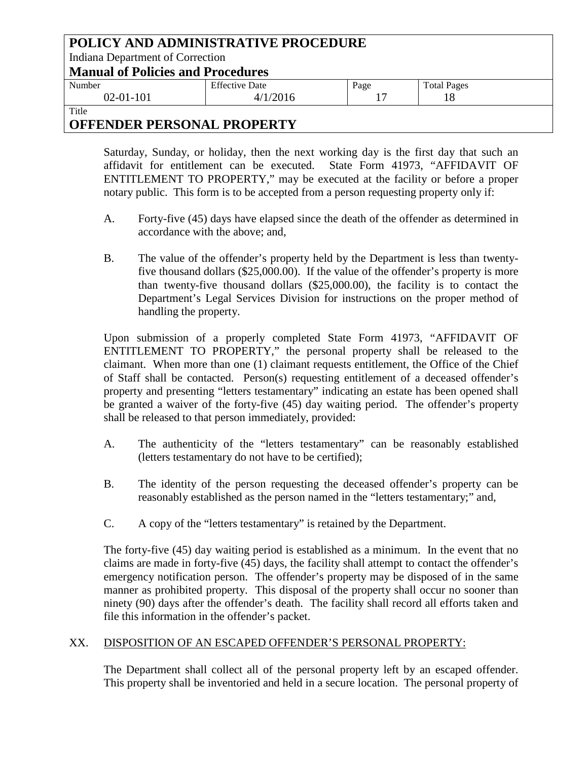Saturday, Sunday, or holiday, then the next working day is the first day that such an affidavit for entitlement can be executed. State Form 41973, "AFFIDAVIT OF ENTITLEMENT TO PROPERTY," may be executed at the facility or before a proper notary public. This form is to be accepted from a person requesting property only if:

A. Forty-five (45) days have elapsed since the death of the offender as determined in accordance with the above; and,

B. The value of the offender's property held by the Department is less than twenty-five thousand dollars ($25,000.00). If the value of the offender's property is more than twenty-five thousand dollars ($25,000.00), the facility is to contact the Department's Legal Services Division for instructions on the proper method of handling the property.

Upon submission of a properly completed State Form 41973, "AFFIDAVIT OF ENTITLEMENT TO PROPERTY," the personal property shall be released to the claimant. When more than one (1) claimant requests entitlement, the Office of the Chief of Staff shall be contacted. Person(s) requesting entitlement of a deceased offender's property and presenting "letters testamentary" indicating an estate has been opened shall be granted a waiver of the forty-five (45) day waiting period. The offender's property shall be released to that person immediately, provided:

A. The authenticity of the "letters testamentary" can be reasonably established (letters testamentary do not have to be certified);

B. The identity of the person requesting the deceased offender's property can be reasonably established as the person named in the "letters testamentary;" and,

C. A copy of the "letters testamentary" is retained by the Department.

The forty-five (45) day waiting period is established as a minimum. In the event that no claims are made in forty-five (45) days, the facility shall attempt to contact the offender's emergency notification person. The offender's property may be disposed of in the same manner as prohibited property. This disposal of the property shall occur no sooner than ninety (90) days after the offender's death. The facility shall record all efforts taken and file this information in the offender's packet.

## XX. DISPOSITION OF AN ESCAPED OFFENDER'S PERSONAL PROPERTY:

The Department shall collect all of the personal property left by an escaped offender. This property shall be inventoried and held in a secure location. The personal property of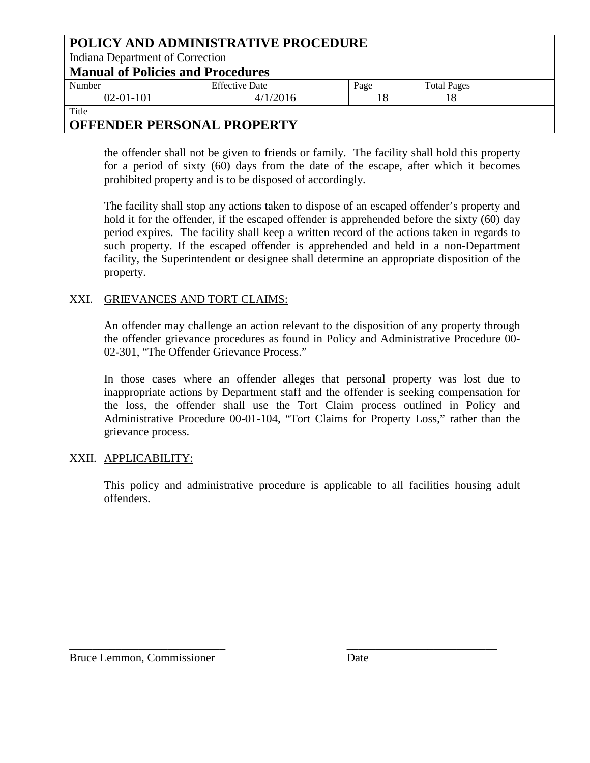the offender shall not be given to friends or family. The facility shall hold this property for a period of sixty (60) days from the date of the escape, after which it becomes prohibited property and is to be disposed of accordingly.

The facility shall stop any actions taken to dispose of an escaped offender's property and hold it for the offender, if the escaped offender is apprehended before the sixty (60) day period expires. The facility shall keep a written record of the actions taken in regards to such property. If the escaped offender is apprehended and held in a non-Department facility, the Superintendent or designee shall determine an appropriate disposition of the property.

## XXI. GRIEVANCES AND TORT CLAIMS:

An offender may challenge an action relevant to the disposition of any property through the offender grievance procedures as found in Policy and Administrative Procedure 00-02-301, "The Offender Grievance Process."

In those cases where an offender alleges that personal property was lost due to inappropriate actions by Department staff and the offender is seeking compensation for the loss, the offender shall use the Tort Claim process outlined in Policy and Administrative Procedure 00-01-104, "Tort Claims for Property Loss," rather than the grievance process.

## XXII. APPLICABILITY:

This policy and administrative procedure is applicable to all facilities housing adult offenders.

\_\_\_\_\_\_\_\_\_\_\_\_\_\_\_\_\_\_\_\_\_\_\_\_\_\_\_ \_\_\_\_\_\_\_\_\_\_\_\_\_\_\_\_\_\_\_\_\_\_\_\_\_\_\_

Bruce Lemmon, Commissioner Date